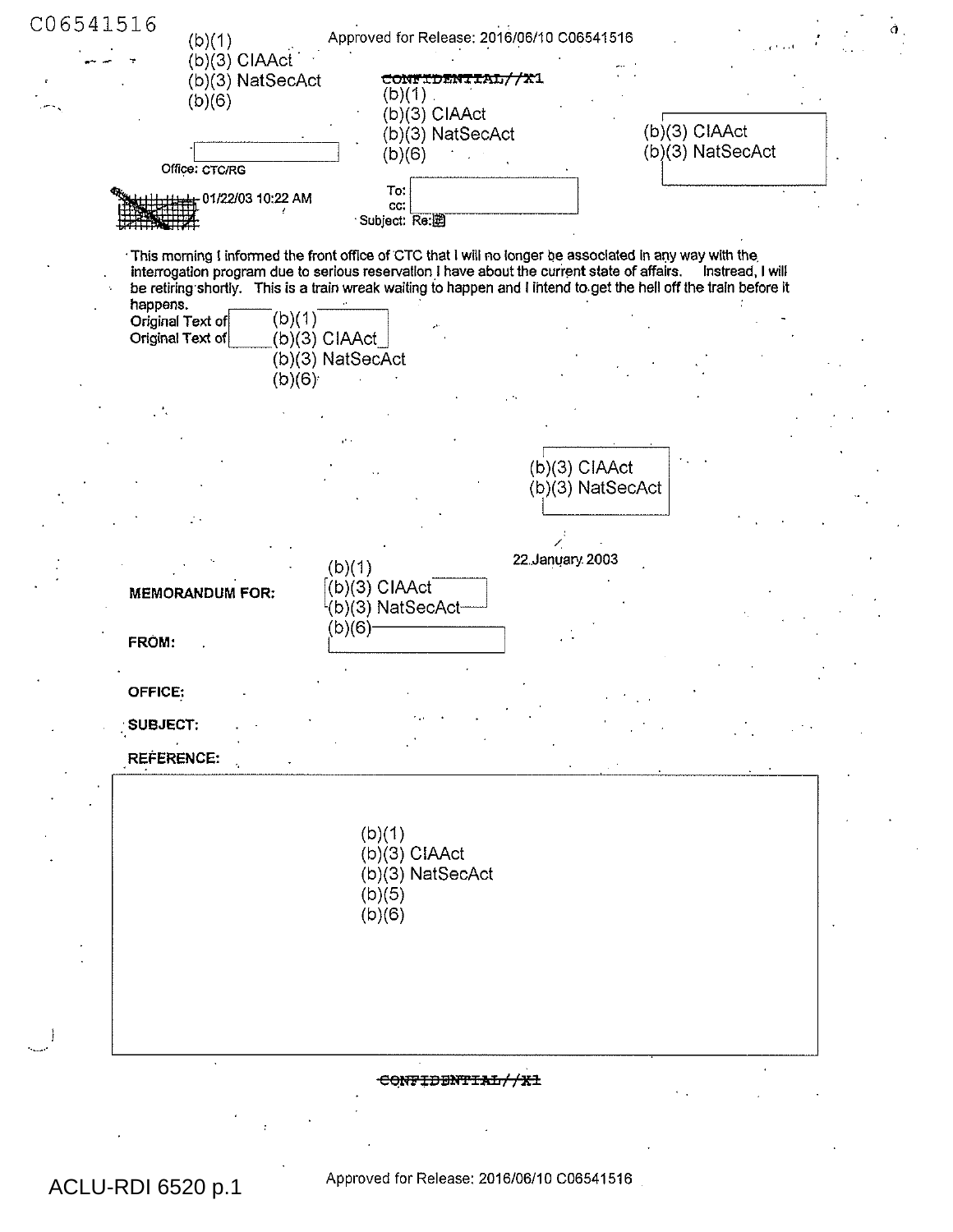C06541516

(b)(1)
(b)(3) CIAAct
(b)(3) NatSecAct
(b)(6)

Approved for Release: 2016/06/10 C06541516

~~CONFIDENTIAL//X1~~

(b)(1)
(b)(3) CIAAct
(b)(3) NatSecAct
(b)(6)

(b)(3) CIAAct
(b)(3) NatSecAct

Office: CTC/RG

01/22/03 10:22 AM

To:
cc:
Subject: Re:

This morning I informed the front office of CTC that I will no longer be associated in any way with the interrogation program due to serious reservation I have about the current state of affairs. Instread, I will be retiring shortly. This is a train wreak waiting to happen and I intend to get the hell off the train before it happens.

Original Text of
Original Text of

(b)(1)
(b)(3) CIAAct
(b)(3) NatSecAct
(b)(6)

(b)(3) CIAAct
(b)(3) NatSecAct

22 January 2003

**MEMORANDUM FOR:** (b)(1) (b)(3) CIAAct (b)(3) NatSecAct (b)(6)

**FROM:**

**OFFICE:**

**SUBJECT:**

**REFERENCE:**

(b)(1)
(b)(3) CIAAct
(b)(3) NatSecAct
(b)(5)
(b)(6)

~~CONFIDENTIAL//X1~~

ACLU-RDI 6520 p.1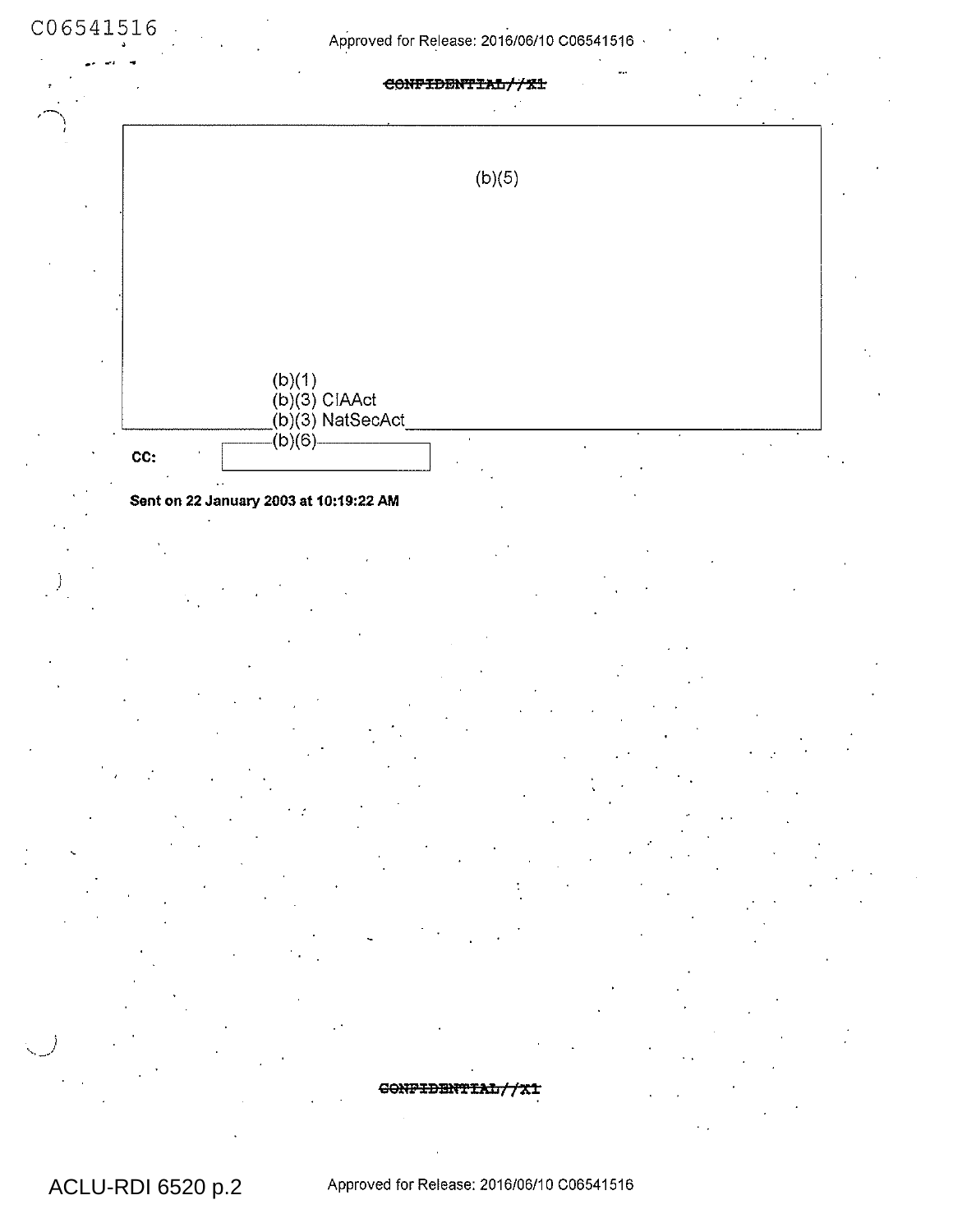~~CONFIDENTIAL//X1~~

(b)(5)

(b)(1)
(b)(3) CIAAct
(b)(3) NatSecAct
(b)(6)

**CC:**

**Sent on 22 January 2003 at 10:19:22 AM**

~~CONFIDENTIAL//X1~~